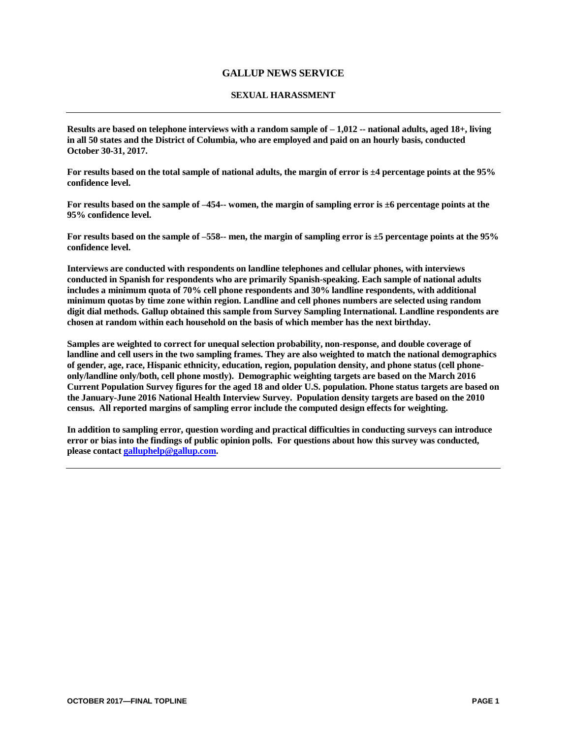# GALLUP NEWS SERVICE

## SEXUAL HARASSMENT

---

**Results are based on telephone interviews with a random sample of – 1,012 -- national adults, aged 18+, living in all 50 states and the District of Columbia, who are employed and paid on an hourly basis, conducted October 30-31, 2017.**

**For results based on the total sample of national adults, the margin of error is ±4 percentage points at the 95% confidence level.**

**For results based on the sample of –454-- women, the margin of sampling error is ±6 percentage points at the 95% confidence level.**

**For results based on the sample of –558-- men, the margin of sampling error is ±5 percentage points at the 95% confidence level.**

**Interviews are conducted with respondents on landline telephones and cellular phones, with interviews conducted in Spanish for respondents who are primarily Spanish-speaking. Each sample of national adults includes a minimum quota of 70% cell phone respondents and 30% landline respondents, with additional minimum quotas by time zone within region. Landline and cell phones numbers are selected using random digit dial methods. Gallup obtained this sample from Survey Sampling International. Landline respondents are chosen at random within each household on the basis of which member has the next birthday.**

**Samples are weighted to correct for unequal selection probability, non-response, and double coverage of landline and cell users in the two sampling frames. They are also weighted to match the national demographics of gender, age, race, Hispanic ethnicity, education, region, population density, and phone status (cell phone-only/landline only/both, cell phone mostly). Demographic weighting targets are based on the March 2016 Current Population Survey figures for the aged 18 and older U.S. population. Phone status targets are based on the January-June 2016 National Health Interview Survey. Population density targets are based on the 2010 census. All reported margins of sampling error include the computed design effects for weighting.**

**In addition to sampling error, question wording and practical difficulties in conducting surveys can introduce error or bias into the findings of public opinion polls. For questions about how this survey was conducted, please contact galluphelp@gallup.com.**

---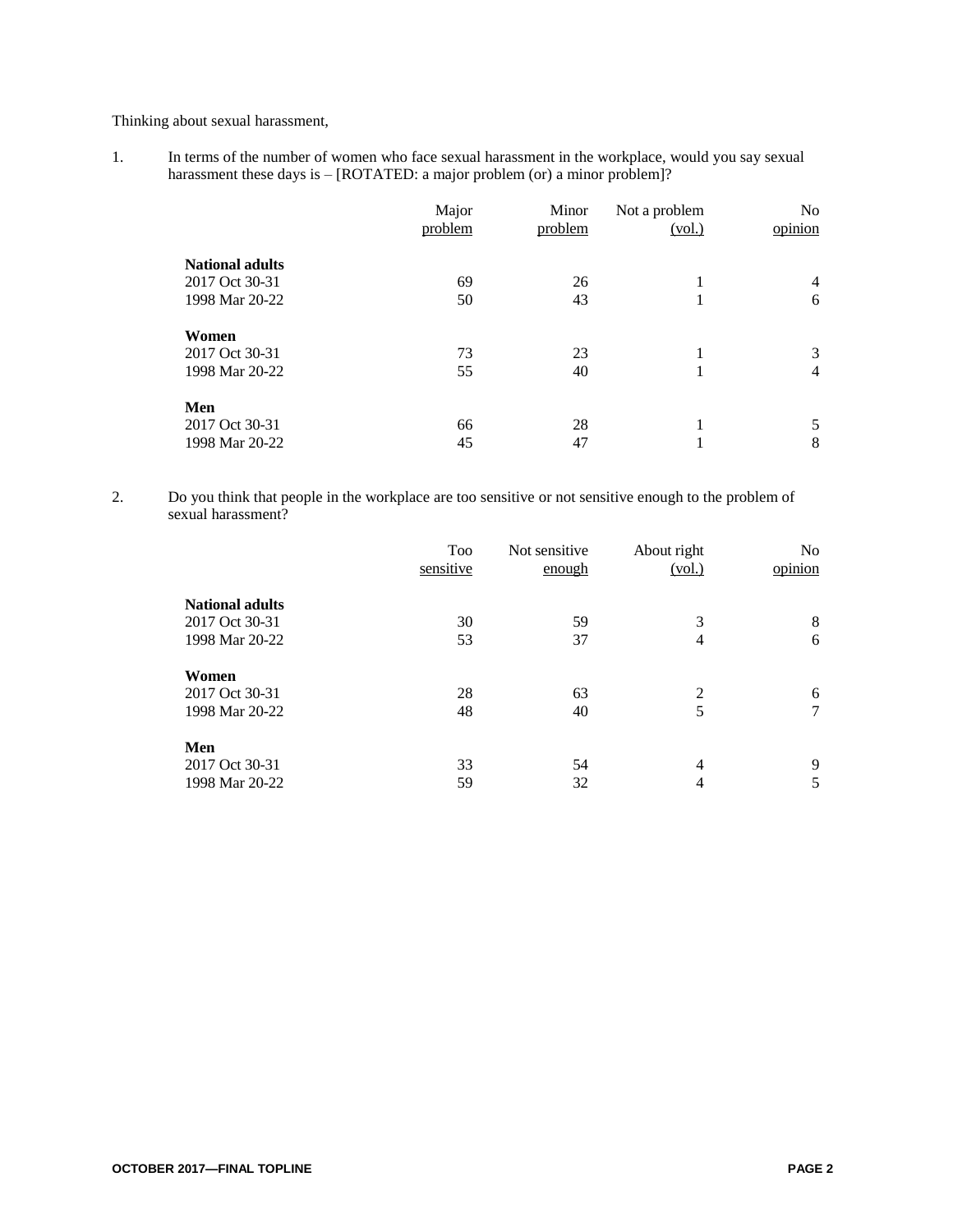Thinking about sexual harassment,

1. In terms of the number of women who face sexual harassment in the workplace, would you say sexual harassment these days is – [ROTATED: a major problem (or) a minor problem]?

| | Major problem | Minor problem | Not a problem (vol.) | No opinion |
|---|---|---|---|---|
| **National adults** | | | | |
| 2017 Oct 30-31 | 69 | 26 | 1 | 4 |
| 1998 Mar 20-22 | 50 | 43 | 1 | 6 |
| **Women** | | | | |
| 2017 Oct 30-31 | 73 | 23 | 1 | 3 |
| 1998 Mar 20-22 | 55 | 40 | 1 | 4 |
| **Men** | | | | |
| 2017 Oct 30-31 | 66 | 28 | 1 | 5 |
| 1998 Mar 20-22 | 45 | 47 | 1 | 8 |

2. Do you think that people in the workplace are too sensitive or not sensitive enough to the problem of sexual harassment?

| | Too sensitive | Not sensitive enough | About right (vol.) | No opinion |
|---|---|---|---|---|
| **National adults** | | | | |
| 2017 Oct 30-31 | 30 | 59 | 3 | 8 |
| 1998 Mar 20-22 | 53 | 37 | 4 | 6 |
| **Women** | | | | |
| 2017 Oct 30-31 | 28 | 63 | 2 | 6 |
| 1998 Mar 20-22 | 48 | 40 | 5 | 7 |
| **Men** | | | | |
| 2017 Oct 30-31 | 33 | 54 | 4 | 9 |
| 1998 Mar 20-22 | 59 | 32 | 4 | 5 |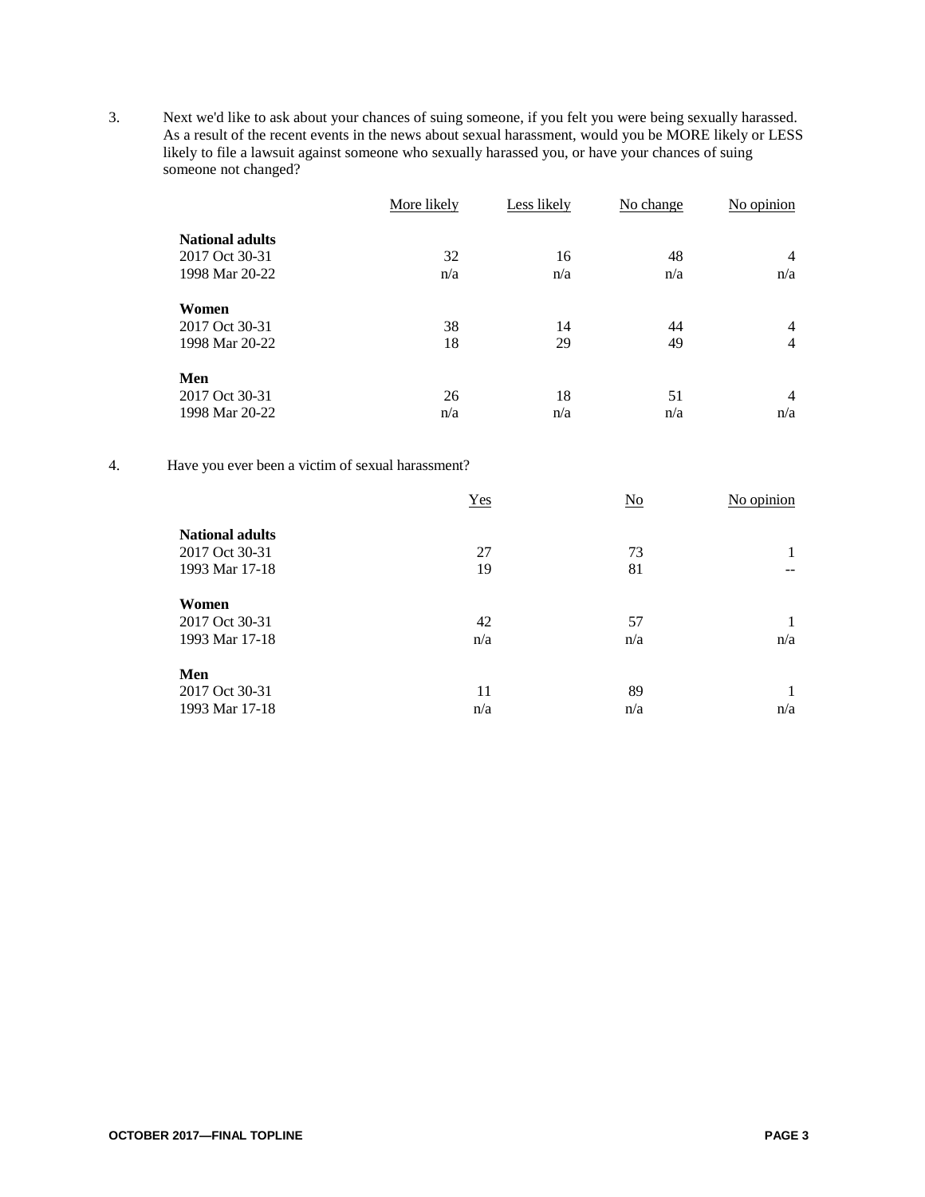3. Next we'd like to ask about your chances of suing someone, if you felt you were being sexually harassed. As a result of the recent events in the news about sexual harassment, would you be MORE likely or LESS likely to file a lawsuit against someone who sexually harassed you, or have your chances of suing someone not changed?

| | More likely | Less likely | No change | No opinion |
|---|---|---|---|---|
| **National adults** | | | | |
| 2017 Oct 30-31 | 32 | 16 | 48 | 4 |
| 1998 Mar 20-22 | n/a | n/a | n/a | n/a |
| **Women** | | | | |
| 2017 Oct 30-31 | 38 | 14 | 44 | 4 |
| 1998 Mar 20-22 | 18 | 29 | 49 | 4 |
| **Men** | | | | |
| 2017 Oct 30-31 | 26 | 18 | 51 | 4 |
| 1998 Mar 20-22 | n/a | n/a | n/a | n/a |

4. Have you ever been a victim of sexual harassment?

| | Yes | No | No opinion |
|---|---|---|---|
| **National adults** | | | |
| 2017 Oct 30-31 | 27 | 73 | 1 |
| 1993 Mar 17-18 | 19 | 81 | -- |
| **Women** | | | |
| 2017 Oct 30-31 | 42 | 57 | 1 |
| 1993 Mar 17-18 | n/a | n/a | n/a |
| **Men** | | | |
| 2017 Oct 30-31 | 11 | 89 | 1 |
| 1993 Mar 17-18 | n/a | n/a | n/a |